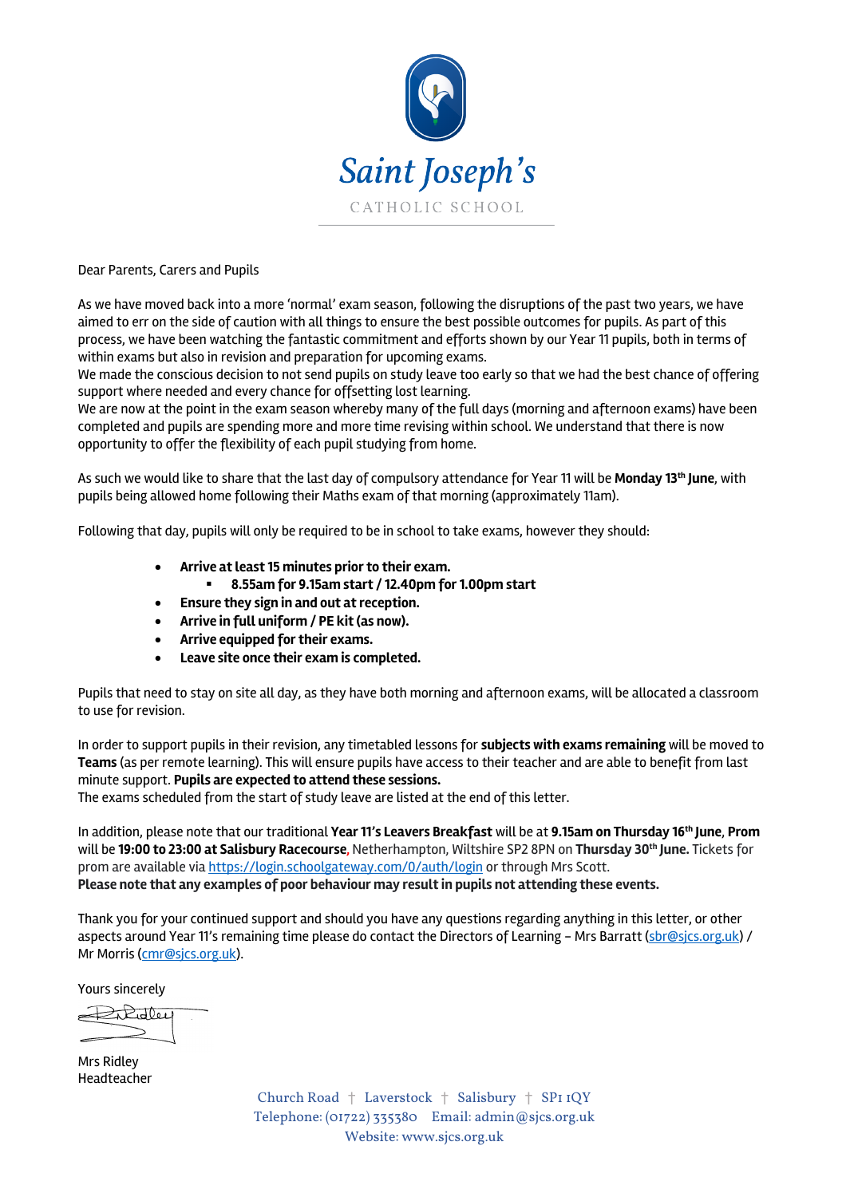# Saint Joseph's

CATHOLIC SCHOOL

Dear Parents, Carers and Pupils

As we have moved back into a more 'normal' exam season, following the disruptions of the past two years, we have aimed to err on the side of caution with all things to ensure the best possible outcomes for pupils. As part of this process, we have been watching the fantastic commitment and efforts shown by our Year 11 pupils, both in terms of within exams but also in revision and preparation for upcoming exams.
We made the conscious decision to not send pupils on study leave too early so that we had the best chance of offering support where needed and every chance for offsetting lost learning.
We are now at the point in the exam season whereby many of the full days (morning and afternoon exams) have been completed and pupils are spending more and more time revising within school. We understand that there is now opportunity to offer the flexibility of each pupil studying from home.

As such we would like to share that the last day of compulsory attendance for Year 11 will be **Monday 13th June**, with pupils being allowed home following their Maths exam of that morning (approximately 11am).

Following that day, pupils will only be required to be in school to take exams, however they should:

- **Arrive at least 15 minutes prior to their exam.**
  - **8.55am for 9.15am start / 12.40pm for 1.00pm start**
- **Ensure they sign in and out at reception.**
- **Arrive in full uniform / PE kit (as now).**
- **Arrive equipped for their exams.**
- **Leave site once their exam is completed.**

Pupils that need to stay on site all day, as they have both morning and afternoon exams, will be allocated a classroom to use for revision.

In order to support pupils in their revision, any timetabled lessons for **subjects with exams remaining** will be moved to **Teams** (as per remote learning). This will ensure pupils have access to their teacher and are able to benefit from last minute support. **Pupils are expected to attend these sessions.**
The exams scheduled from the start of study leave are listed at the end of this letter.

In addition, please note that our traditional **Year 11's Leavers Breakfast** will be at **9.15am on Thursday 16th June**, **Prom** will be **19:00 to 23:00 at Salisbury Racecourse**, Netherhampton, Wiltshire SP2 8PN on **Thursday 30th June.** Tickets for prom are available via https://login.schoolgateway.com/0/auth/login or through Mrs Scott.
**Please note that any examples of poor behaviour may result in pupils not attending these events.**

Thank you for your continued support and should you have any questions regarding anything in this letter, or other aspects around Year 11's remaining time please do contact the Directors of Learning – Mrs Barratt (sbr@sjcs.org.uk) / Mr Morris (cmr@sjcs.org.uk).

Yours sincerely

Mrs Ridley
Headteacher

Church Road † Laverstock † Salisbury † SP1 1QY
Telephone: (01722) 335380 Email: admin@sjcs.org.uk
Website: www.sjcs.org.uk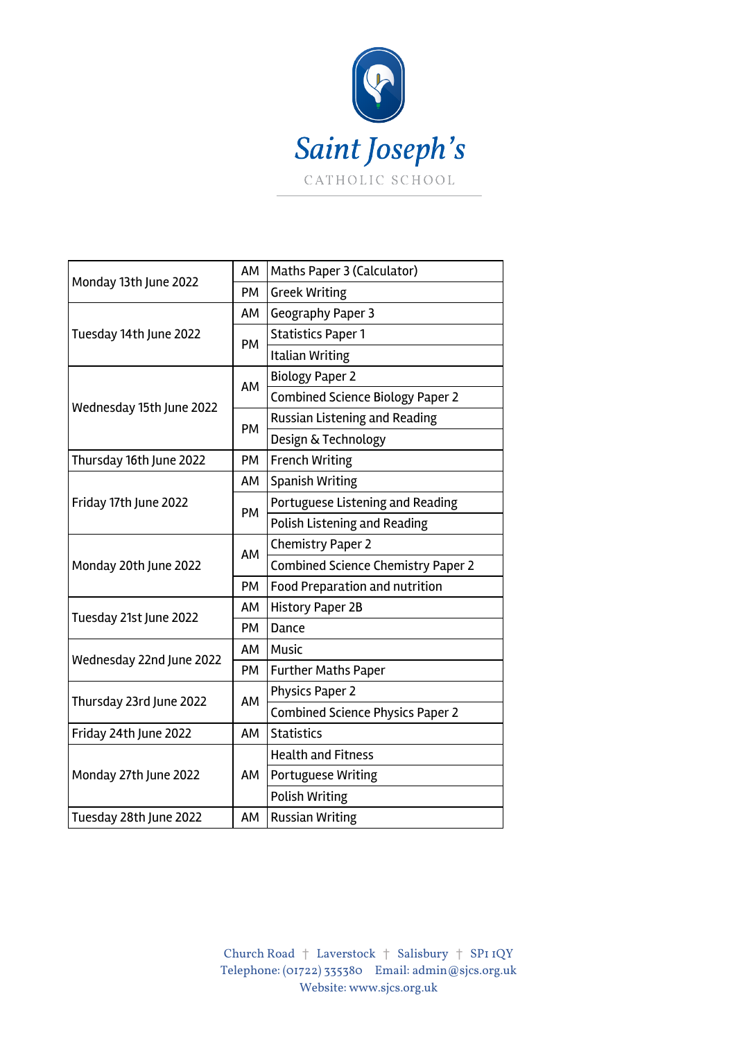Saint Joseph's

CATHOLIC SCHOOL

| | | |
|---|---|---|
| Monday 13th June 2022 | AM | Maths Paper 3 (Calculator) |
| | PM | Greek Writing |
| Tuesday 14th June 2022 | AM | Geography Paper 3 |
| | PM | Statistics Paper 1 |
| | | Italian Writing |
| Wednesday 15th June 2022 | AM | Biology Paper 2 |
| | | Combined Science Biology Paper 2 |
| | PM | Russian Listening and Reading |
| | | Design & Technology |
| Thursday 16th June 2022 | PM | French Writing |
| Friday 17th June 2022 | AM | Spanish Writing |
| | PM | Portuguese Listening and Reading |
| | | Polish Listening and Reading |
| Monday 20th June 2022 | AM | Chemistry Paper 2 |
| | | Combined Science Chemistry Paper 2 |
| | PM | Food Preparation and nutrition |
| Tuesday 21st June 2022 | AM | History Paper 2B |
| | PM | Dance |
| Wednesday 22nd June 2022 | AM | Music |
| | PM | Further Maths Paper |
| Thursday 23rd June 2022 | AM | Physics Paper 2 |
| | | Combined Science Physics Paper 2 |
| Friday 24th June 2022 | AM | Statistics |
| Monday 27th June 2022 | AM | Health and Fitness |
| | | Portuguese Writing |
| | | Polish Writing |
| Tuesday 28th June 2022 | AM | Russian Writing |

Church Road † Laverstock † Salisbury † SP1 1QY
Telephone: (01722) 335380 Email: admin@sjcs.org.uk
Website: www.sjcs.org.uk